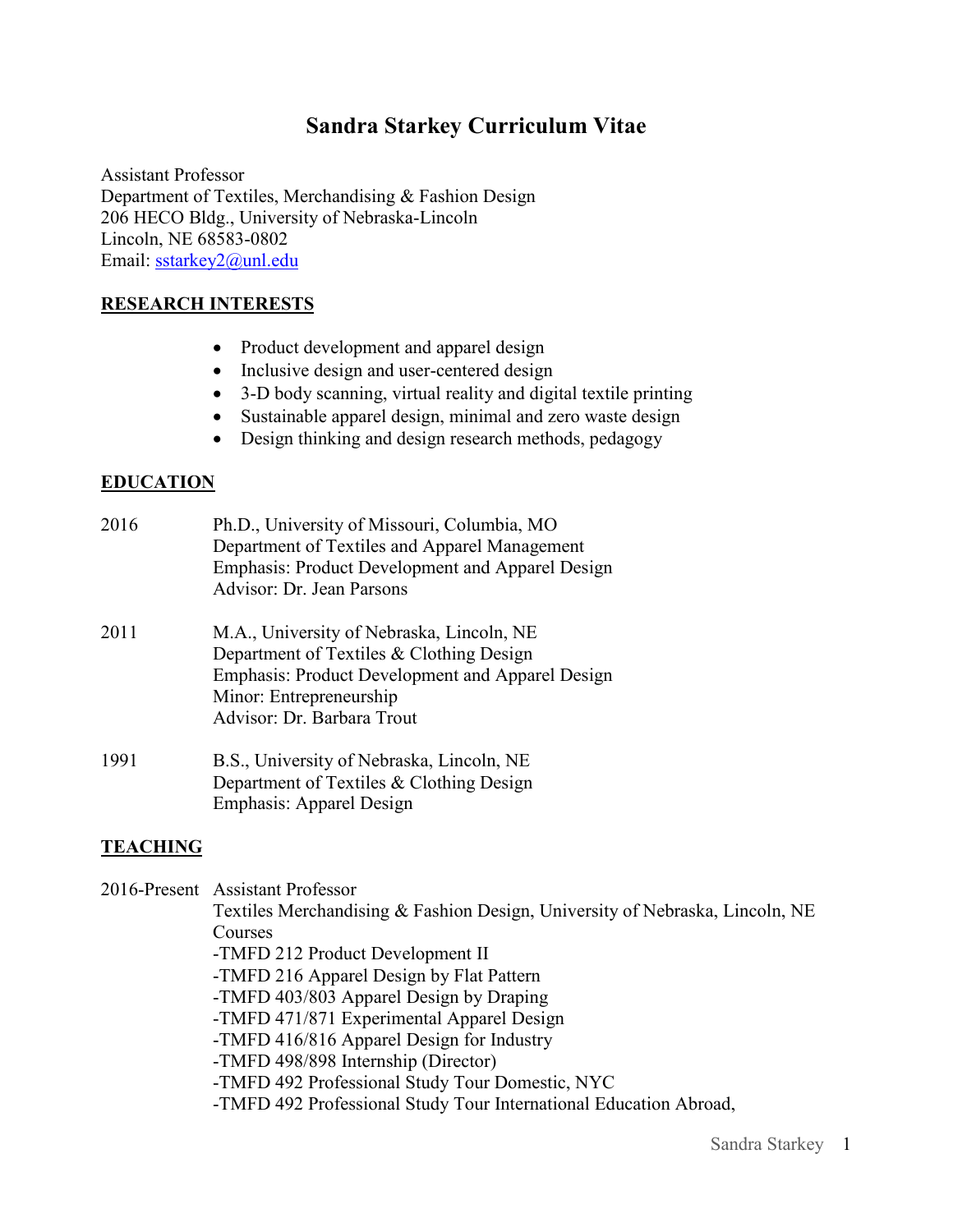# Sandra Starkey Curriculum Vitae

Assistant Professor
Department of Textiles, Merchandising & Fashion Design
206 HECO Bldg., University of Nebraska-Lincoln
Lincoln, NE 68583-0802
Email: sstarkey2@unl.edu

## RESEARCH INTERESTS

- Product development and apparel design
- Inclusive design and user-centered design
- 3-D body scanning, virtual reality and digital textile printing
- Sustainable apparel design, minimal and zero waste design
- Design thinking and design research methods, pedagogy

## EDUCATION

2016 Ph.D., University of Missouri, Columbia, MO
Department of Textiles and Apparel Management
Emphasis: Product Development and Apparel Design
Advisor: Dr. Jean Parsons

2011 M.A., University of Nebraska, Lincoln, NE
Department of Textiles & Clothing Design
Emphasis: Product Development and Apparel Design
Minor: Entrepreneurship
Advisor: Dr. Barbara Trout

1991 B.S., University of Nebraska, Lincoln, NE
Department of Textiles & Clothing Design
Emphasis: Apparel Design

## TEACHING

2016-Present Assistant Professor
Textiles Merchandising & Fashion Design, University of Nebraska, Lincoln, NE
Courses
-TMFD 212 Product Development II
-TMFD 216 Apparel Design by Flat Pattern
-TMFD 403/803 Apparel Design by Draping
-TMFD 471/871 Experimental Apparel Design
-TMFD 416/816 Apparel Design for Industry
-TMFD 498/898 Internship (Director)
-TMFD 492 Professional Study Tour Domestic, NYC
-TMFD 492 Professional Study Tour International Education Abroad,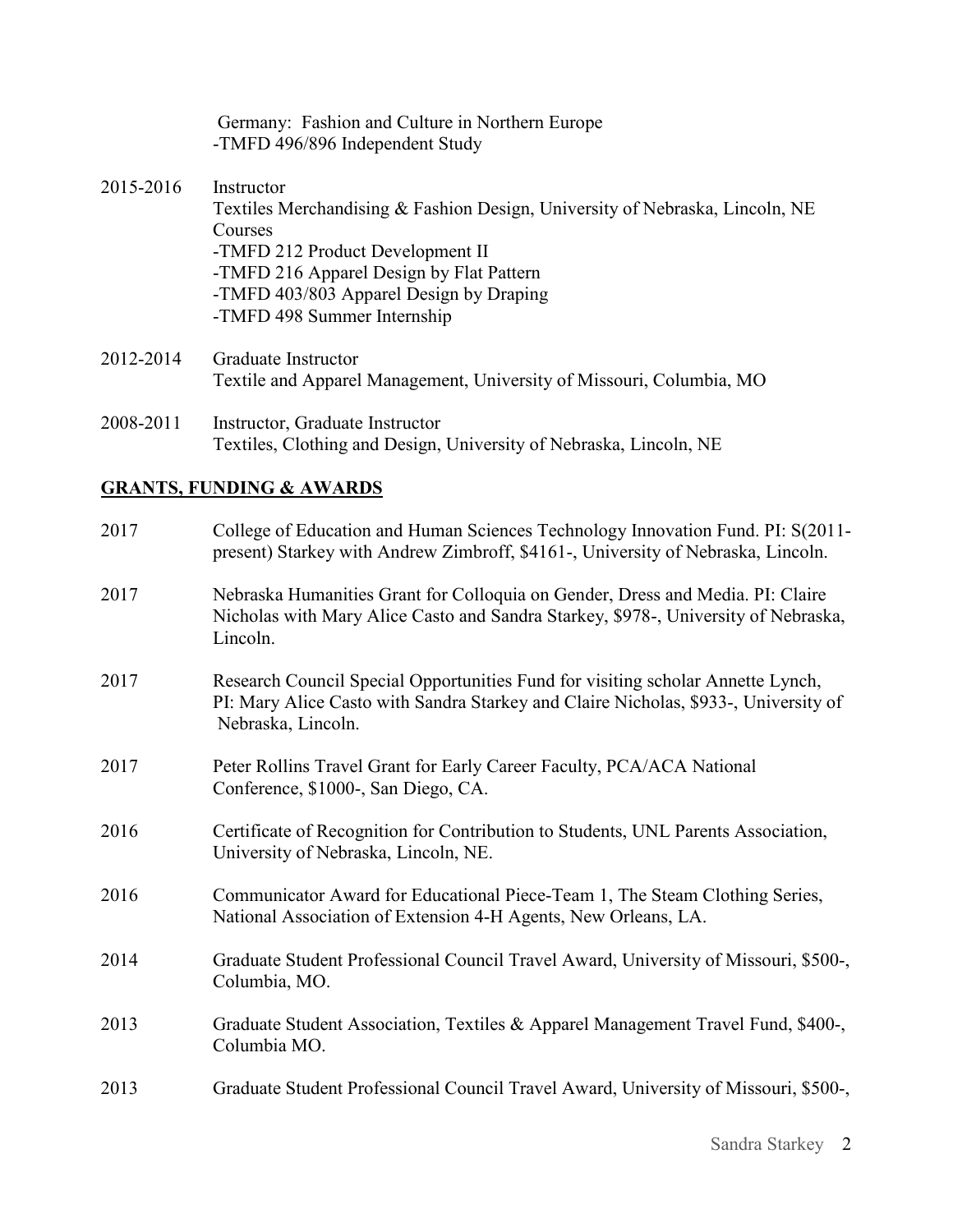Germany: Fashion and Culture in Northern Europe
-TMFD 496/896 Independent Study

2015-2016 Instructor
Textiles Merchandising & Fashion Design, University of Nebraska, Lincoln, NE
Courses
-TMFD 212 Product Development II
-TMFD 216 Apparel Design by Flat Pattern
-TMFD 403/803 Apparel Design by Draping
-TMFD 498 Summer Internship

2012-2014 Graduate Instructor
Textile and Apparel Management, University of Missouri, Columbia, MO

2008-2011 Instructor, Graduate Instructor
Textiles, Clothing and Design, University of Nebraska, Lincoln, NE

## GRANTS, FUNDING & AWARDS

2017 College of Education and Human Sciences Technology Innovation Fund. PI: S(2011-present) Starkey with Andrew Zimbroff, $4161-, University of Nebraska, Lincoln.

2017 Nebraska Humanities Grant for Colloquia on Gender, Dress and Media. PI: Claire Nicholas with Mary Alice Casto and Sandra Starkey, $978-, University of Nebraska, Lincoln.

2017 Research Council Special Opportunities Fund for visiting scholar Annette Lynch, PI: Mary Alice Casto with Sandra Starkey and Claire Nicholas, $933-, University of Nebraska, Lincoln.

2017 Peter Rollins Travel Grant for Early Career Faculty, PCA/ACA National Conference, $1000-, San Diego, CA.

2016 Certificate of Recognition for Contribution to Students, UNL Parents Association, University of Nebraska, Lincoln, NE.

2016 Communicator Award for Educational Piece-Team 1, The Steam Clothing Series, National Association of Extension 4-H Agents, New Orleans, LA.

2014 Graduate Student Professional Council Travel Award, University of Missouri, $500-, Columbia, MO.

2013 Graduate Student Association, Textiles & Apparel Management Travel Fund, $400-, Columbia MO.

2013 Graduate Student Professional Council Travel Award, University of Missouri, $500-,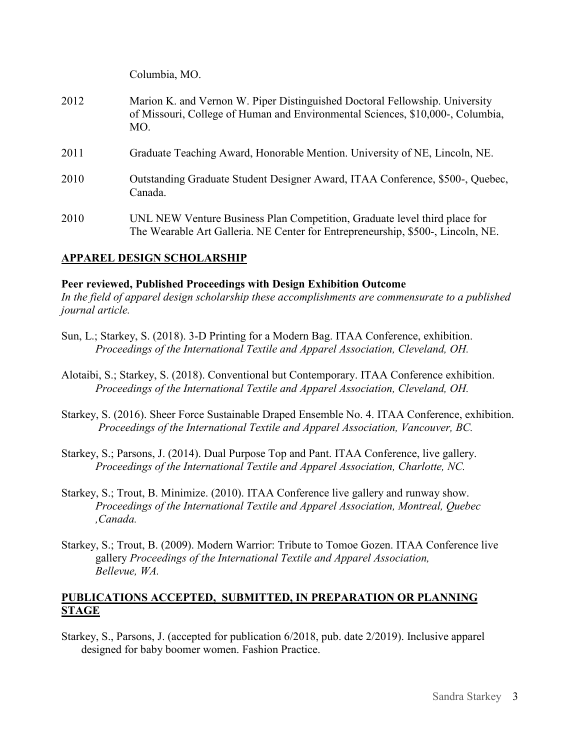Columbia, MO.

2012 Marion K. and Vernon W. Piper Distinguished Doctoral Fellowship. University of Missouri, College of Human and Environmental Sciences, $10,000-, Columbia, MO.

2011 Graduate Teaching Award, Honorable Mention. University of NE, Lincoln, NE.

2010 Outstanding Graduate Student Designer Award, ITAA Conference, $500-, Quebec, Canada.

2010 UNL NEW Venture Business Plan Competition, Graduate level third place for The Wearable Art Galleria. NE Center for Entrepreneurship, $500-, Lincoln, NE.

## APPAREL DESIGN SCHOLARSHIP

**Peer reviewed, Published Proceedings with Design Exhibition Outcome**

*In the field of apparel design scholarship these accomplishments are commensurate to a published journal article.*

Sun, L.; Starkey, S. (2018). 3-D Printing for a Modern Bag. ITAA Conference, exhibition. *Proceedings of the International Textile and Apparel Association, Cleveland, OH.*

Alotaibi, S.; Starkey, S. (2018). Conventional but Contemporary. ITAA Conference exhibition. *Proceedings of the International Textile and Apparel Association, Cleveland, OH.*

Starkey, S. (2016). Sheer Force Sustainable Draped Ensemble No. 4. ITAA Conference, exhibition. *Proceedings of the International Textile and Apparel Association, Vancouver, BC.*

Starkey, S.; Parsons, J. (2014). Dual Purpose Top and Pant. ITAA Conference, live gallery. *Proceedings of the International Textile and Apparel Association, Charlotte, NC.*

Starkey, S.; Trout, B. Minimize. (2010). ITAA Conference live gallery and runway show. *Proceedings of the International Textile and Apparel Association, Montreal, Quebec ,Canada.*

Starkey, S.; Trout, B. (2009). Modern Warrior: Tribute to Tomoe Gozen. ITAA Conference live gallery *Proceedings of the International Textile and Apparel Association, Bellevue, WA.*

## PUBLICATIONS ACCEPTED, SUBMITTED, IN PREPARATION OR PLANNING STAGE

Starkey, S., Parsons, J. (accepted for publication 6/2018, pub. date 2/2019). Inclusive apparel designed for baby boomer women. Fashion Practice.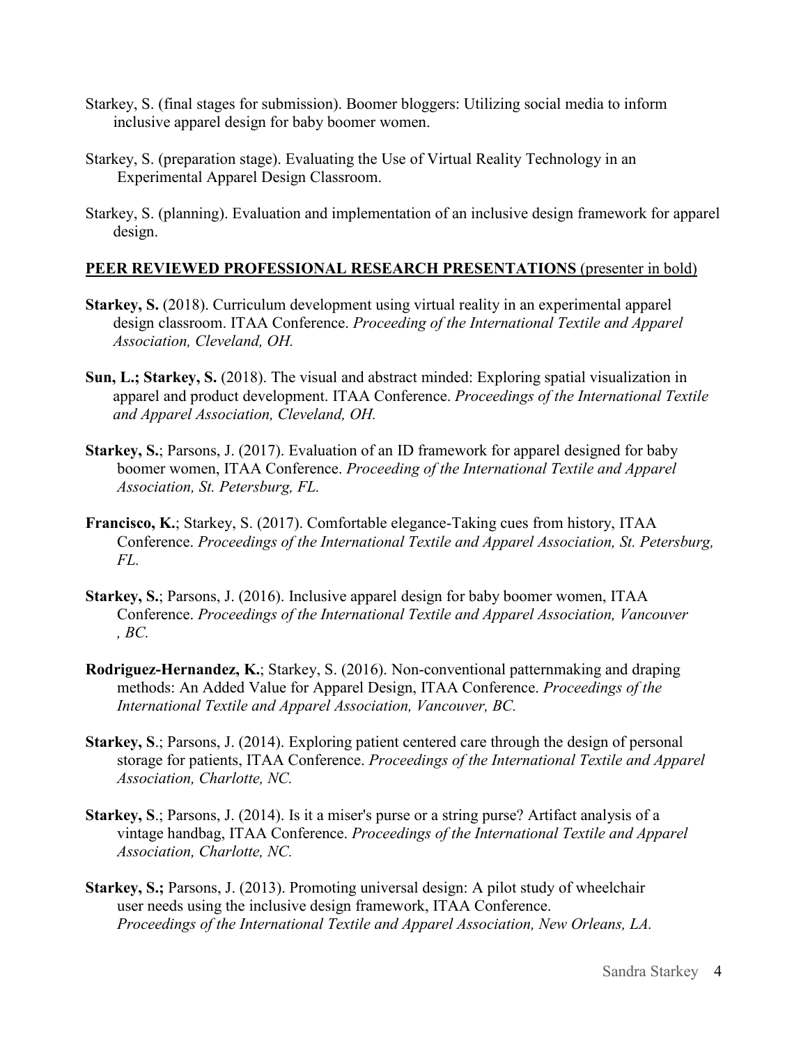Starkey, S. (final stages for submission). Boomer bloggers: Utilizing social media to inform inclusive apparel design for baby boomer women.

Starkey, S. (preparation stage). Evaluating the Use of Virtual Reality Technology in an Experimental Apparel Design Classroom.

Starkey, S. (planning). Evaluation and implementation of an inclusive design framework for apparel design.

## PEER REVIEWED PROFESSIONAL RESEARCH PRESENTATIONS (presenter in bold)

**Starkey, S.** (2018). Curriculum development using virtual reality in an experimental apparel design classroom. ITAA Conference. *Proceeding of the International Textile and Apparel Association, Cleveland, OH.*

**Sun, L.; Starkey, S.** (2018). The visual and abstract minded: Exploring spatial visualization in apparel and product development. ITAA Conference. *Proceedings of the International Textile and Apparel Association, Cleveland, OH.*

**Starkey, S.**; Parsons, J. (2017). Evaluation of an ID framework for apparel designed for baby boomer women, ITAA Conference. *Proceeding of the International Textile and Apparel Association, St. Petersburg, FL.*

**Francisco, K.**; Starkey, S. (2017). Comfortable elegance-Taking cues from history, ITAA Conference. *Proceedings of the International Textile and Apparel Association, St. Petersburg, FL.*

**Starkey, S.**; Parsons, J. (2016). Inclusive apparel design for baby boomer women, ITAA Conference. *Proceedings of the International Textile and Apparel Association, Vancouver , BC.*

**Rodriguez-Hernandez, K.**; Starkey, S. (2016). Non-conventional patternmaking and draping methods: An Added Value for Apparel Design, ITAA Conference. *Proceedings of the International Textile and Apparel Association, Vancouver, BC.*

**Starkey, S**.; Parsons, J. (2014). Exploring patient centered care through the design of personal storage for patients, ITAA Conference. *Proceedings of the International Textile and Apparel Association, Charlotte, NC.*

**Starkey, S**.; Parsons, J. (2014). Is it a miser's purse or a string purse? Artifact analysis of a vintage handbag, ITAA Conference. *Proceedings of the International Textile and Apparel Association, Charlotte, NC.*

**Starkey, S.;** Parsons, J. (2013). Promoting universal design: A pilot study of wheelchair user needs using the inclusive design framework, ITAA Conference. *Proceedings of the International Textile and Apparel Association, New Orleans, LA.*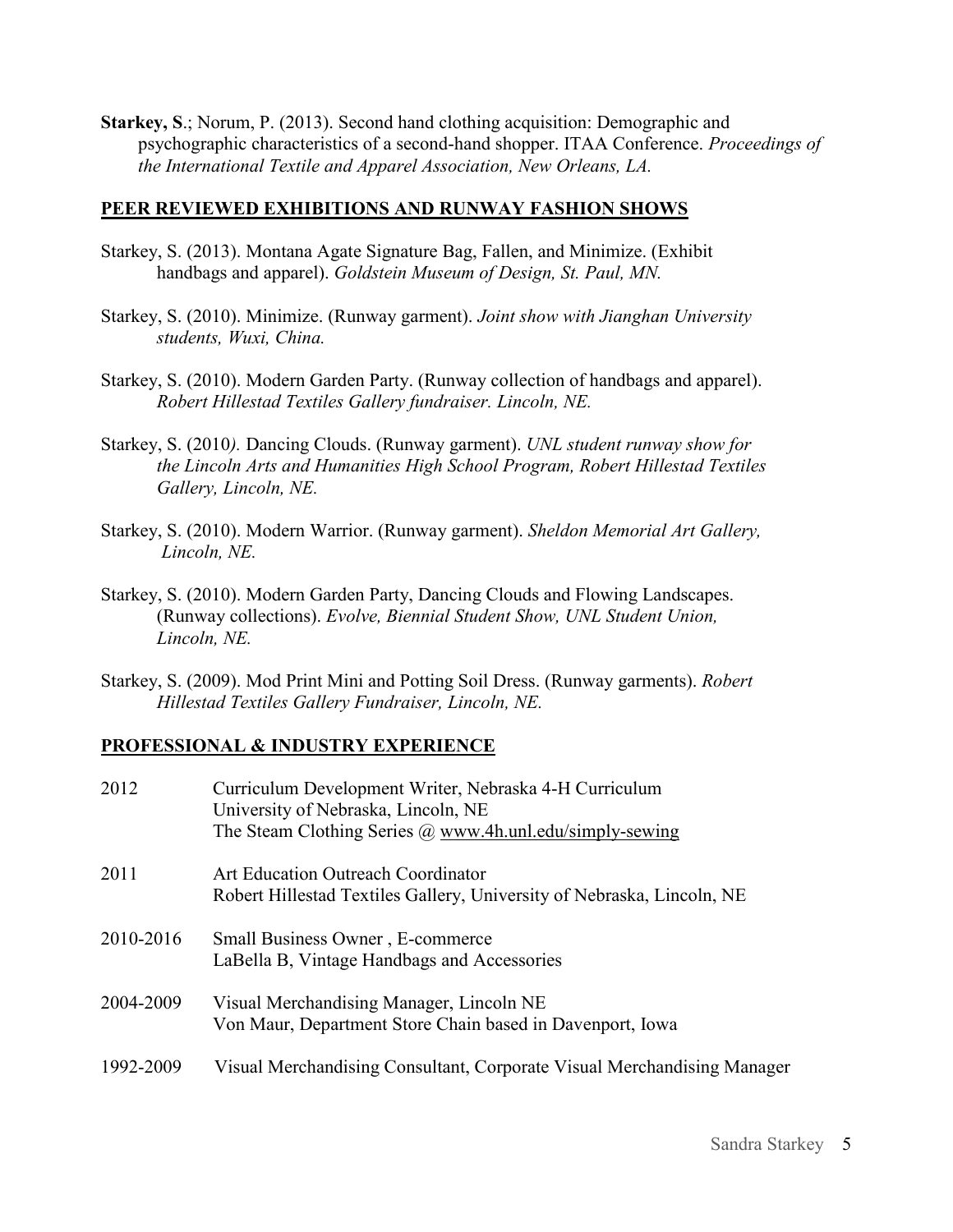**Starkey, S**.; Norum, P. (2013). Second hand clothing acquisition: Demographic and psychographic characteristics of a second-hand shopper. ITAA Conference. *Proceedings of the International Textile and Apparel Association, New Orleans, LA.*

## PEER REVIEWED EXHIBITIONS AND RUNWAY FASHION SHOWS

Starkey, S. (2013). Montana Agate Signature Bag, Fallen, and Minimize. (Exhibit handbags and apparel). *Goldstein Museum of Design, St. Paul, MN.*

Starkey, S. (2010). Minimize. (Runway garment). *Joint show with Jianghan University students, Wuxi, China.*

Starkey, S. (2010). Modern Garden Party. (Runway collection of handbags and apparel). *Robert Hillestad Textiles Gallery fundraiser. Lincoln, NE.*

Starkey, S. (2010*).* Dancing Clouds. (Runway garment). *UNL student runway show for the Lincoln Arts and Humanities High School Program, Robert Hillestad Textiles Gallery, Lincoln, NE.*

Starkey, S. (2010). Modern Warrior. (Runway garment). *Sheldon Memorial Art Gallery, Lincoln, NE.*

Starkey, S. (2010). Modern Garden Party, Dancing Clouds and Flowing Landscapes. (Runway collections). *Evolve, Biennial Student Show, UNL Student Union, Lincoln, NE.*

Starkey, S. (2009). Mod Print Mini and Potting Soil Dress. (Runway garments). *Robert Hillestad Textiles Gallery Fundraiser, Lincoln, NE.*

## PROFESSIONAL & INDUSTRY EXPERIENCE

| | |
|---|---|
| 2012 | Curriculum Development Writer, Nebraska 4-H Curriculum<br>University of Nebraska, Lincoln, NE<br>The Steam Clothing Series @ www.4h.unl.edu/simply-sewing |
| 2011 | Art Education Outreach Coordinator<br>Robert Hillestad Textiles Gallery, University of Nebraska, Lincoln, NE |
| 2010-2016 | Small Business Owner , E-commerce<br>LaBella B, Vintage Handbags and Accessories |
| 2004-2009 | Visual Merchandising Manager, Lincoln NE<br>Von Maur, Department Store Chain based in Davenport, Iowa |
| 1992-2009 | Visual Merchandising Consultant, Corporate Visual Merchandising Manager |